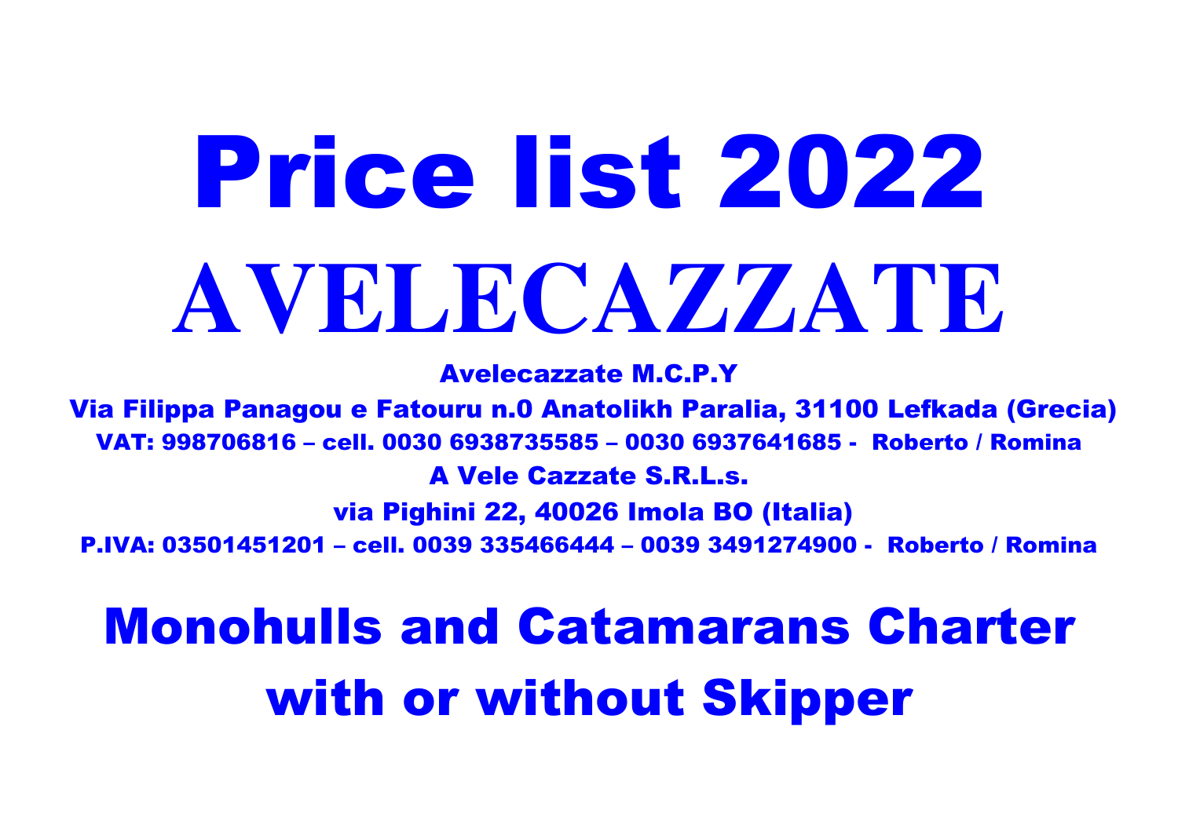# Price list 2022

# AVELECAZZATE

**Avelecazzate M.C.P.Y**

**Via Filippa Panagou e Fatouru n.0 Anatolikh Paralia, 31100 Lefkada (Grecia)**

**VAT: 998706816 – cell. 0030 6938735585 – 0030 6937641685 - Roberto / Romina**

**A Vele Cazzate S.R.L.s.**

**via Pighini 22, 40026 Imola BO (Italia)**

**P.IVA: 03501451201 – cell. 0039 335466444 – 0039 3491274900 - Roberto / Romina**

## Monohulls and Catamarans Charter with or without Skipper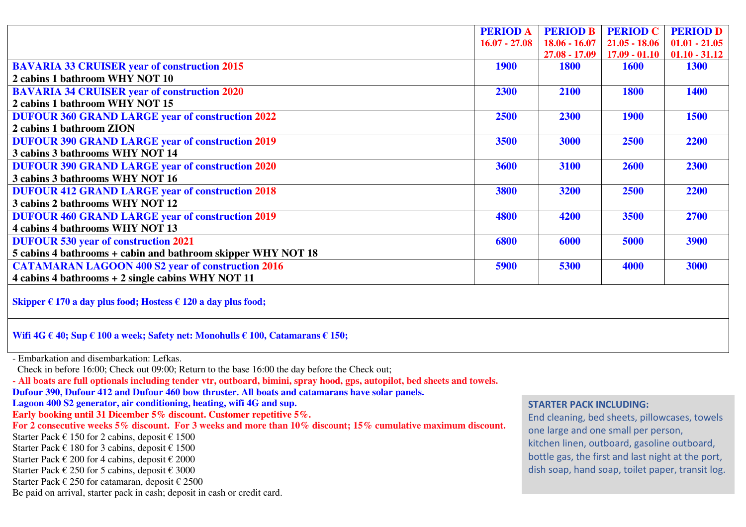| | **PERIOD A** 16.07 - 27.08 | **PERIOD B** 18.06 - 16.07 27.08 - 17.09 | **PERIOD C** 21.05 - 18.06 17.09 - 01.10 | **PERIOD D** 01.01 - 21.05 01.10 - 31.12 |
|---|---|---|---|---|
| **BAVARIA 33 CRUISER year of construction 2015** **2 cabins 1 bathroom WHY NOT 10** | **1900** | **1800** | **1600** | **1300** |
| **BAVARIA 34 CRUISER year of construction 2020** **2 cabins 1 bathroom WHY NOT 15** | **2300** | **2100** | **1800** | **1400** |
| **DUFOUR 360 GRAND LARGE year of construction 2022** **2 cabins 1 bathroom ZION** | **2500** | **2300** | **1900** | **1500** |
| **DUFOUR 390 GRAND LARGE year of construction 2019** **3 cabins 3 bathrooms WHY NOT 14** | **3500** | **3000** | **2500** | **2200** |
| **DUFOUR 390 GRAND LARGE year of construction 2020** **3 cabins 3 bathrooms WHY NOT 16** | **3600** | **3100** | **2600** | **2300** |
| **DUFOUR 412 GRAND LARGE year of construction 2018** **3 cabins 2 bathrooms WHY NOT 12** | **3800** | **3200** | **2500** | **2200** |
| **DUFOUR 460 GRAND LARGE year of construction 2019** **4 cabins 4 bathrooms WHY NOT 13** | **4800** | **4200** | **3500** | **2700** |
| **DUFOUR 530 year of construction 2021** **5 cabins 4 bathrooms + cabin and bathroom skipper WHY NOT 18** | **6800** | **6000** | **5000** | **3900** |
| **CATAMARAN LAGOON 400 S2 year of construction 2016** **4 cabins 4 bathrooms + 2 single cabins WHY NOT 11** | **5900** | **5300** | **4000** | **3000** |
| **Skipper € 170 a day plus food; Hostess € 120 a day plus food;** | | | | |
| **Wifi 4G € 40; Sup € 100 a week; Safety net: Monohulls € 100, Catamarans € 150;** | | | | |

- Embarkation and disembarkation: Lefkas.
  Check in before 16:00; Check out 09:00; Return to the base 16:00 the day before the Check out;

**- All boats are full optionals including tender vtr, outboard, bimini, spray hood, gps, autopilot, bed sheets and towels.**
**Dufour 390, Dufour 412 and Dufour 460 bow thruster. All boats and catamarans have solar panels.**
**Lagoon 400 S2 generator, air conditioning, heating, wifi 4G and sup.**
**Early booking until 31 December 5% discount. Customer repetitive 5%.**
**For 2 consecutive weeks 5% discount. For 3 weeks and more than 10% discount; 15% cumulative maximum discount.**

Starter Pack € 150 for 2 cabins, deposit € 1500
Starter Pack € 180 for 3 cabins, deposit € 1500
Starter Pack € 200 for 4 cabins, deposit € 2000
Starter Pack € 250 for 5 cabins, deposit € 3000
Starter Pack € 250 for catamaran, deposit € 2500
Be paid on arrival, starter pack in cash; deposit in cash or credit card.

**STARTER PACK INCLUDING:**
End cleaning, bed sheets, pillowcases, towels one large and one small per person, kitchen linen, outboard, gasoline outboard, bottle gas, the first and last night at the port, dish soap, hand soap, toilet paper, transit log.